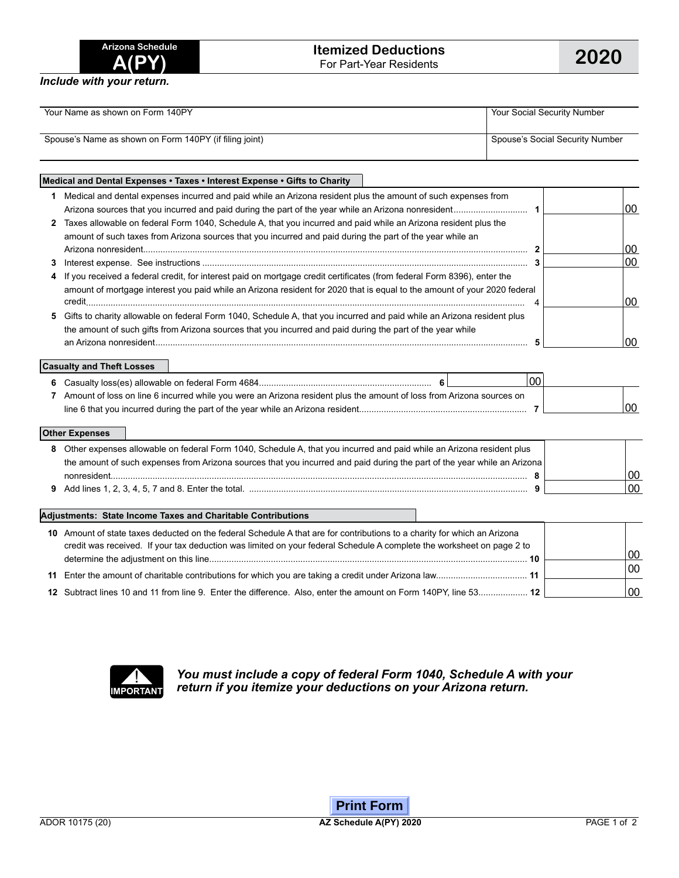Arizona Schedule

# A(PY)

## Itemized Deductions
For Part-Year Residents

**2020**

***Include with your return.***

| Your Name as shown on Form 140PY | Your Social Security Number |
|---|---|
| Spouse's Name as shown on Form 140PY (if filing joint) | Spouse's Social Security Number |

**Medical and Dental Expenses • Taxes • Interest Expense • Gifts to Charity**

| | | | |
|---|---|---|---|
| 1 | Medical and dental expenses incurred and paid while an Arizona resident plus the amount of such expenses from Arizona sources that you incurred and paid during the part of the year while an Arizona nonresident | 1 | 00 |
| 2 | Taxes allowable on federal Form 1040, Schedule A, that you incurred and paid while an Arizona resident plus the amount of such taxes from Arizona sources that you incurred and paid during the part of the year while an Arizona nonresident | 2 | 00 |
| 3 | Interest expense. See instructions | 3 | 00 |
| 4 | If you received a federal credit, for interest paid on mortgage credit certificates (from federal Form 8396), enter the amount of mortgage interest you paid while an Arizona resident for 2020 that is equal to the amount of your 2020 federal credit | 4 | 00 |
| 5 | Gifts to charity allowable on federal Form 1040, Schedule A, that you incurred and paid while an Arizona resident plus the amount of such gifts from Arizona sources that you incurred and paid during the part of the year while an Arizona nonresident | 5 | 00 |

**Casualty and Theft Losses**

| | | | |
|---|---|---|---|
| 6 | Casualty loss(es) allowable on federal Form 4684 | 6 | 00 |
| 7 | Amount of loss on line 6 incurred while you were an Arizona resident plus the amount of loss from Arizona sources on line 6 that you incurred during the part of the year while an Arizona resident | 7 | 00 |

**Other Expenses**

| | | | |
|---|---|---|---|
| 8 | Other expenses allowable on federal Form 1040, Schedule A, that you incurred and paid while an Arizona resident plus the amount of such expenses from Arizona sources that you incurred and paid during the part of the year while an Arizona nonresident | 8 | 00 |
| 9 | Add lines 1, 2, 3, 4, 5, 7 and 8. Enter the total. | 9 | 00 |

**Adjustments: State Income Taxes and Charitable Contributions**

| | | | |
|---|---|---|---|
| 10 | Amount of state taxes deducted on the federal Schedule A that are for contributions to a charity for which an Arizona credit was received. If your tax deduction was limited on your federal Schedule A complete the worksheet on page 2 to determine the adjustment on this line | 10 | 00 |
| 11 | Enter the amount of charitable contributions for which you are taking a credit under Arizona law | 11 | 00 |
| 12 | Subtract lines 10 and 11 from line 9. Enter the difference. Also, enter the amount on Form 140PY, line 53 | 12 | 00 |

**IMPORTANT** ***You must include a copy of federal Form 1040, Schedule A with your return if you itemize your deductions on your Arizona return.***

ADOR 10175 (20)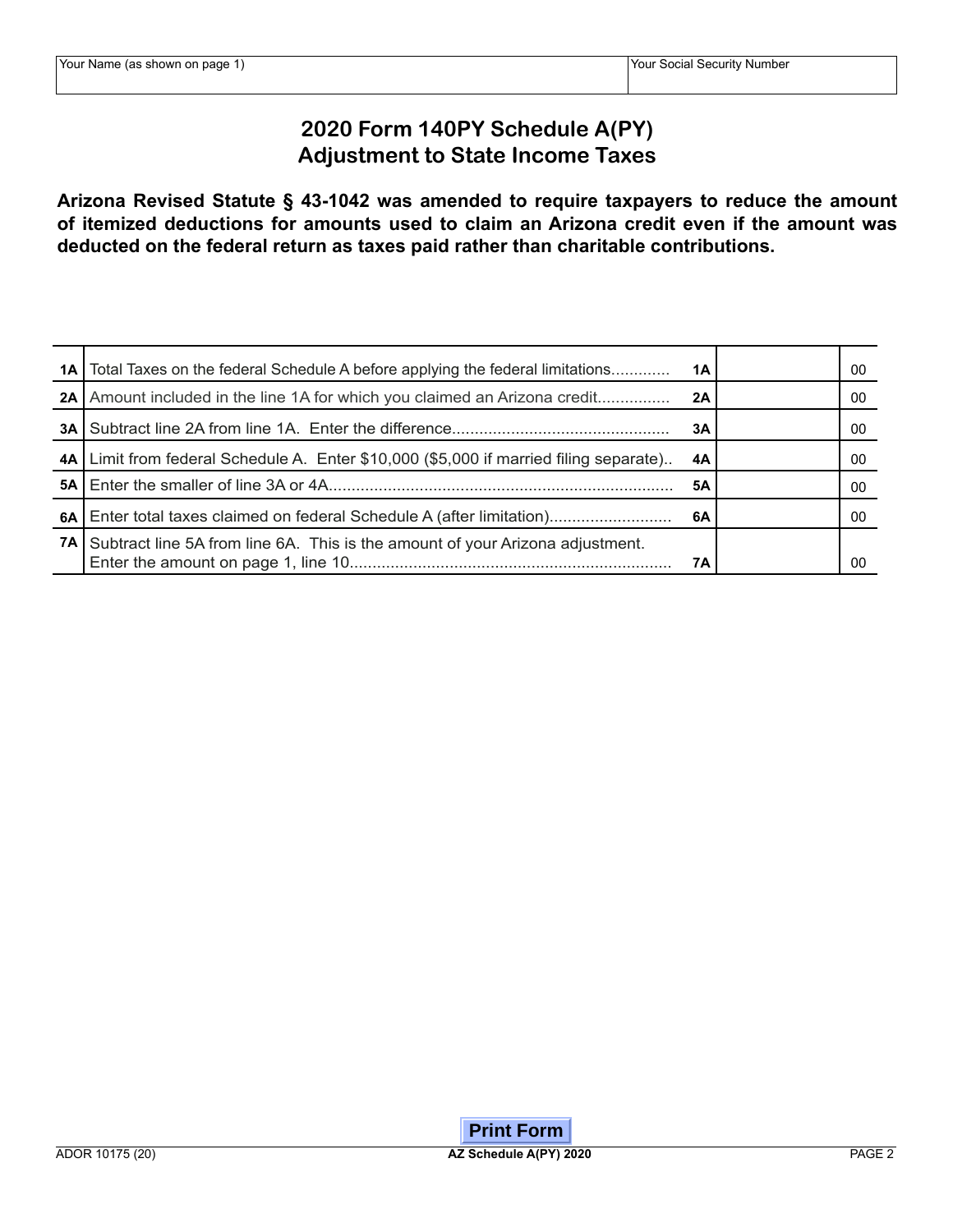| Your Name (as shown on page 1) | Your Social Security Number |
|---|---|
| | |

# 2020 Form 140PY Schedule A(PY)
## Adjustment to State Income Taxes

**Arizona Revised Statute § 43-1042 was amended to require taxpayers to reduce the amount of itemized deductions for amounts used to claim an Arizona credit even if the amount was deducted on the federal return as taxes paid rather than charitable contributions.**

| | | | | |
|---|---|---|---|---|
| **1A** | Total Taxes on the federal Schedule A before applying the federal limitations............ | **1A** | | 00 |
| **2A** | Amount included in the line 1A for which you claimed an Arizona credit................ | **2A** | | 00 |
| **3A** | Subtract line 2A from line 1A. Enter the difference................................................ | **3A** | | 00 |
| **4A** | Limit from federal Schedule A. Enter $10,000 ($5,000 if married filing separate).. | **4A** | | 00 |
| **5A** | Enter the smaller of line 3A or 4A........................................................................... | **5A** | | 00 |
| **6A** | Enter total taxes claimed on federal Schedule A (after limitation)........................... | **6A** | | 00 |
| **7A** | Subtract line 5A from line 6A. This is the amount of your Arizona adjustment. Enter the amount on page 1, line 10...................................................................... | **7A** | | 00 |

Print Form

ADOR 10175 (20) AZ Schedule A(PY) 2020